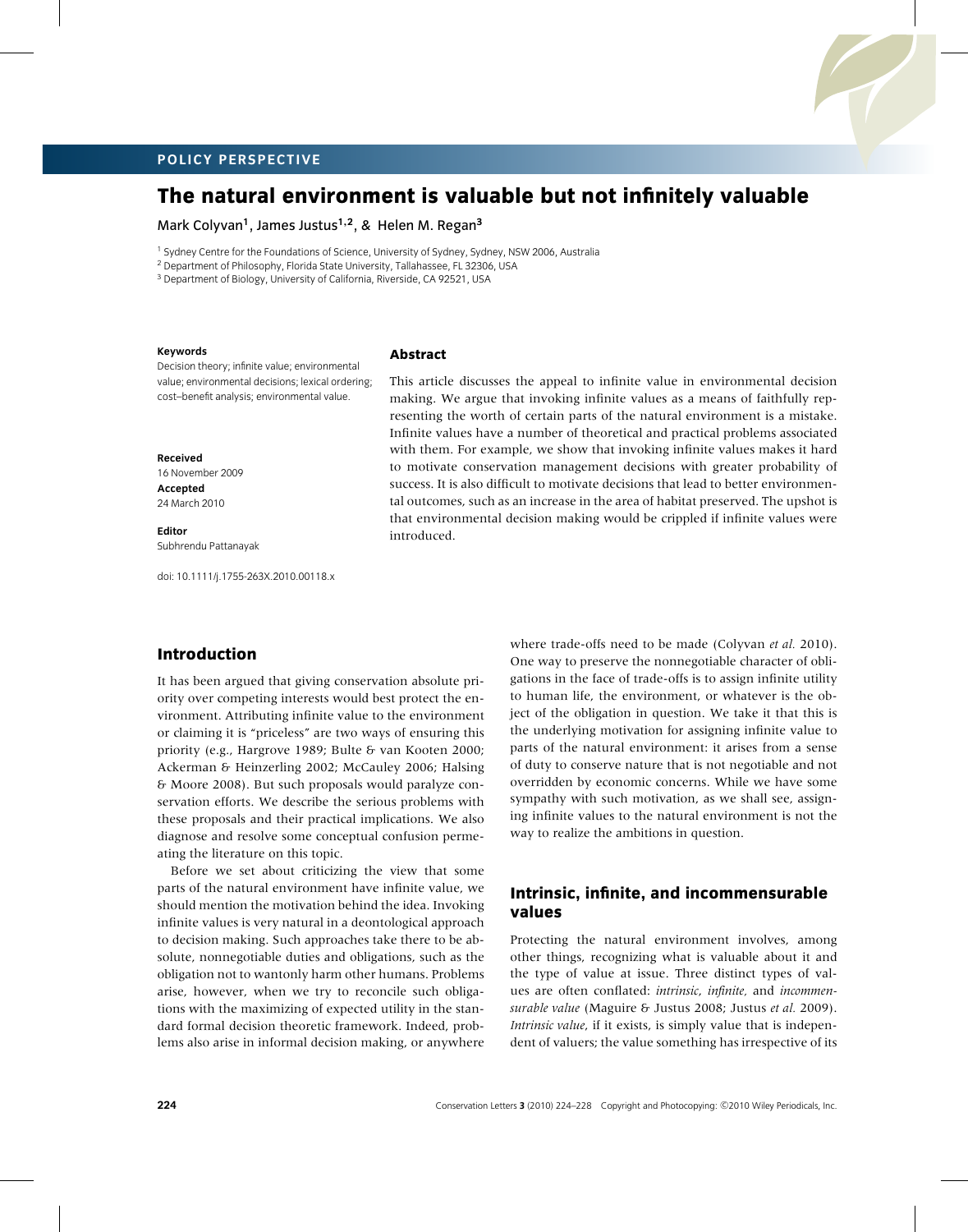POLICY PERSPECTIVE

# The natural environment is valuable but not infinitely valuable

Mark Colyvan[1], James Justus[1,2], & Helen M. Regan[3]

[1] Sydney Centre for the Foundations of Science, University of Sydney, Sydney, NSW 2006, Australia
[2] Department of Philosophy, Florida State University, Tallahassee, FL 32306, USA
[3] Department of Biology, University of California, Riverside, CA 92521, USA

**Keywords**
Decision theory; infinite value; environmental value; environmental decisions; lexical ordering; cost–benefit analysis; environmental value.

**Received**
16 November 2009

**Accepted**
24 March 2010

**Editor**
Subhrendu Pattanayak

doi: 10.1111/j.1755-263X.2010.00118.x

## Abstract

This article discusses the appeal to infinite value in environmental decision making. We argue that invoking infinite values as a means of faithfully representing the worth of certain parts of the natural environment is a mistake. Infinite values have a number of theoretical and practical problems associated with them. For example, we show that invoking infinite values makes it hard to motivate conservation management decisions with greater probability of success. It is also difficult to motivate decisions that lead to better environmental outcomes, such as an increase in the area of habitat preserved. The upshot is that environmental decision making would be crippled if infinite values were introduced.

## Introduction

It has been argued that giving conservation absolute priority over competing interests would best protect the environment. Attributing infinite value to the environment or claiming it is "priceless" are two ways of ensuring this priority (e.g., Hargrove 1989; Bulte & van Kooten 2000; Ackerman & Heinzerling 2002; McCauley 2006; Halsing & Moore 2008). But such proposals would paralyze conservation efforts. We describe the serious problems with these proposals and their practical implications. We also diagnose and resolve some conceptual confusion permeating the literature on this topic.

Before we set about criticizing the view that some parts of the natural environment have infinite value, we should mention the motivation behind the idea. Invoking infinite values is very natural in a deontological approach to decision making. Such approaches take there to be absolute, nonnegotiable duties and obligations, such as the obligation not to wantonly harm other humans. Problems arise, however, when we try to reconcile such obligations with the maximizing of expected utility in the standard formal decision theoretic framework. Indeed, problems also arise in informal decision making, or anywhere where trade-offs need to be made (Colyvan *et al.* 2010). One way to preserve the nonnegotiable character of obligations in the face of trade-offs is to assign infinite utility to human life, the environment, or whatever is the object of the obligation in question. We take it that this is the underlying motivation for assigning infinite value to parts of the natural environment: it arises from a sense of duty to conserve nature that is not negotiable and not overridden by economic concerns. While we have some sympathy with such motivation, as we shall see, assigning infinite values to the natural environment is not the way to realize the ambitions in question.

## Intrinsic, infinite, and incommensurable values

Protecting the natural environment involves, among other things, recognizing what is valuable about it and the type of value at issue. Three distinct types of values are often conflated: *intrinsic*, *infinite*, and *incommensurable value* (Maguire & Justus 2008; Justus *et al.* 2009). *Intrinsic value*, if it exists, is simply value that is independent of valuers; the value something has irrespective of its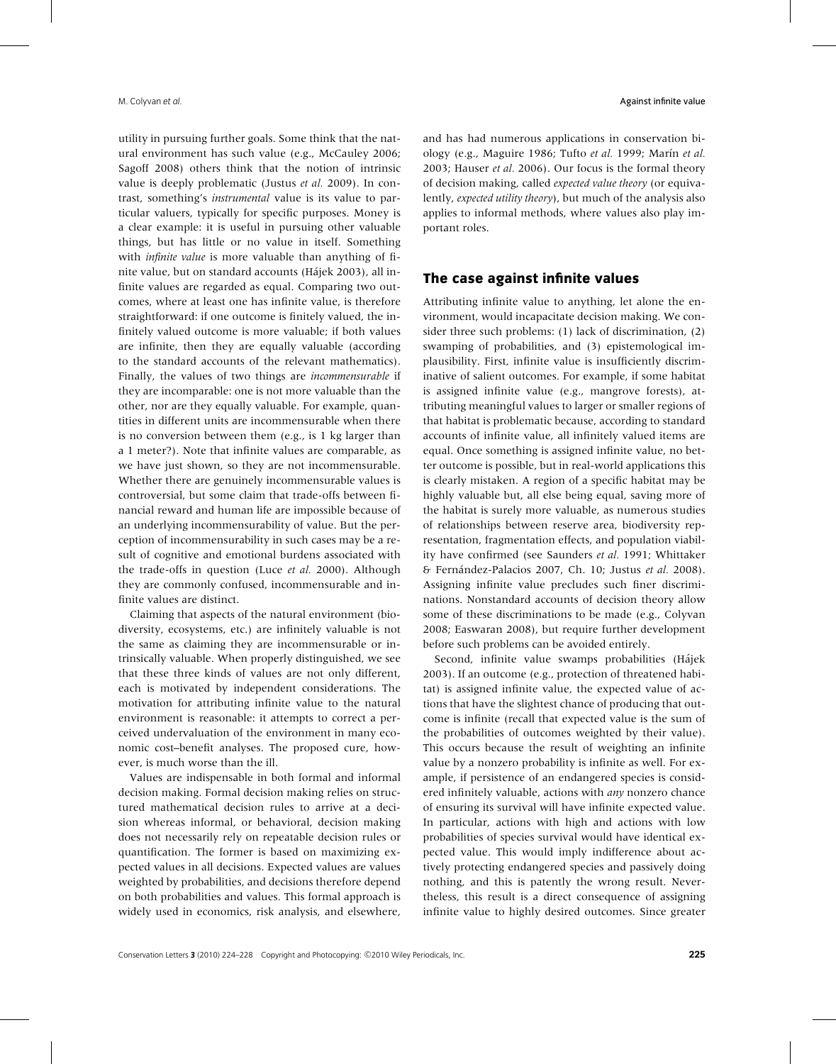utility in pursuing further goals. Some think that the natural environment has such value (e.g., McCauley 2006; Sagoff 2008) others think that the notion of intrinsic value is deeply problematic (Justus *et al.* 2009). In contrast, something's *instrumental* value is its value to particular valuers, typically for specific purposes. Money is a clear example: it is useful in pursuing other valuable things, but has little or no value in itself. Something with *infinite value* is more valuable than anything of finite value, but on standard accounts (Hájek 2003), all infinite values are regarded as equal. Comparing two outcomes, where at least one has infinite value, is therefore straightforward: if one outcome is finitely valued, the infinitely valued outcome is more valuable; if both values are infinite, then they are equally valuable (according to the standard accounts of the relevant mathematics). Finally, the values of two things are *incommensurable* if they are incomparable: one is not more valuable than the other, nor are they equally valuable. For example, quantities in different units are incommensurable when there is no conversion between them (e.g., is 1 kg larger than a 1 meter?). Note that infinite values are comparable, as we have just shown, so they are not incommensurable. Whether there are genuinely incommensurable values is controversial, but some claim that trade-offs between financial reward and human life are impossible because of an underlying incommensurability of value. But the perception of incommensurability in such cases may be a result of cognitive and emotional burdens associated with the trade-offs in question (Luce *et al.* 2000). Although they are commonly confused, incommensurable and infinite values are distinct.

Claiming that aspects of the natural environment (biodiversity, ecosystems, etc.) are infinitely valuable is not the same as claiming they are incommensurable or intrinsically valuable. When properly distinguished, we see that these three kinds of values are not only different, each is motivated by independent considerations. The motivation for attributing infinite value to the natural environment is reasonable: it attempts to correct a perceived undervaluation of the environment in many economic cost–benefit analyses. The proposed cure, however, is much worse than the ill.

Values are indispensable in both formal and informal decision making. Formal decision making relies on structured mathematical decision rules to arrive at a decision whereas informal, or behavioral, decision making does not necessarily rely on repeatable decision rules or quantification. The former is based on maximizing expected values in all decisions. Expected values are values weighted by probabilities, and decisions therefore depend on both probabilities and values. This formal approach is widely used in economics, risk analysis, and elsewhere, and has had numerous applications in conservation biology (e.g., Maguire 1986; Tufto *et al.* 1999; Marín *et al.* 2003; Hauser *et al.* 2006). Our focus is the formal theory of decision making, called *expected value theory* (or equivalently, *expected utility theory*), but much of the analysis also applies to informal methods, where values also play important roles.

## The case against infinite values

Attributing infinite value to anything, let alone the environment, would incapacitate decision making. We consider three such problems: (1) lack of discrimination, (2) swamping of probabilities, and (3) epistemological implausibility. First, infinite value is insufficiently discriminative of salient outcomes. For example, if some habitat is assigned infinite value (e.g., mangrove forests), attributing meaningful values to larger or smaller regions of that habitat is problematic because, according to standard accounts of infinite value, all infinitely valued items are equal. Once something is assigned infinite value, no better outcome is possible, but in real-world applications this is clearly mistaken. A region of a specific habitat may be highly valuable but, all else being equal, saving more of the habitat is surely more valuable, as numerous studies of relationships between reserve area, biodiversity representation, fragmentation effects, and population viability have confirmed (see Saunders *et al.* 1991; Whittaker & Fernández-Palacios 2007, Ch. 10; Justus *et al.* 2008). Assigning infinite value precludes such finer discriminations. Nonstandard accounts of decision theory allow some of these discriminations to be made (e.g., Colyvan 2008; Easwaran 2008), but require further development before such problems can be avoided entirely.

Second, infinite value swamps probabilities (Hájek 2003). If an outcome (e.g., protection of threatened habitat) is assigned infinite value, the expected value of actions that have the slightest chance of producing that outcome is infinite (recall that expected value is the sum of the probabilities of outcomes weighted by their value). This occurs because the result of weighting an infinite value by a nonzero probability is infinite as well. For example, if persistence of an endangered species is considered infinitely valuable, actions with *any* nonzero chance of ensuring its survival will have infinite expected value. In particular, actions with high and actions with low probabilities of species survival would have identical expected value. This would imply indifference about actively protecting endangered species and passively doing nothing, and this is patently the wrong result. Nevertheless, this result is a direct consequence of assigning infinite value to highly desired outcomes. Since greater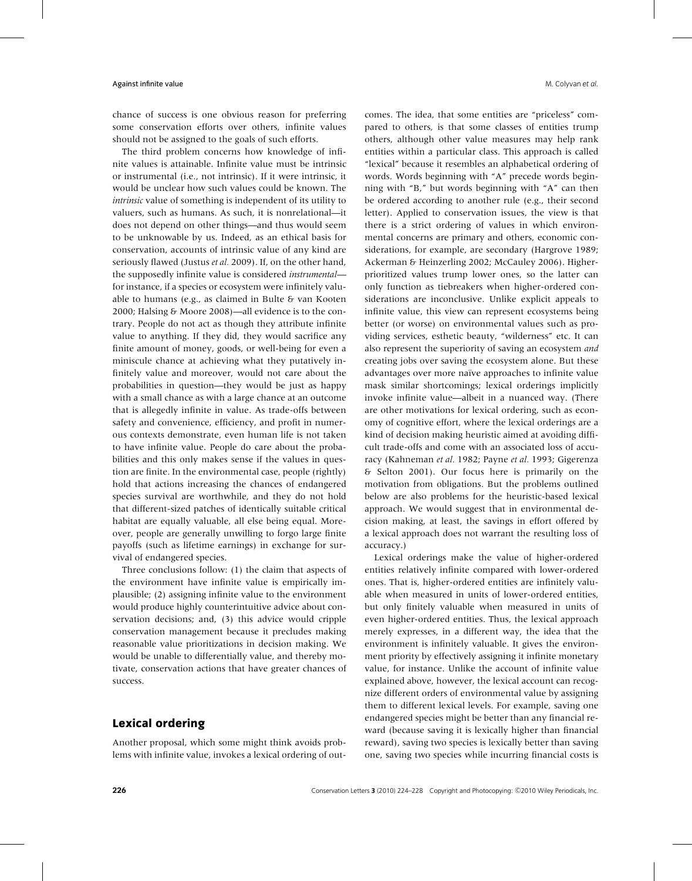chance of success is one obvious reason for preferring some conservation efforts over others, infinite values should not be assigned to the goals of such efforts.

The third problem concerns how knowledge of infinite values is attainable. Infinite value must be intrinsic or instrumental (i.e., not intrinsic). If it were intrinsic, it would be unclear how such values could be known. The *intrinsic* value of something is independent of its utility to valuers, such as humans. As such, it is nonrelational—it does not depend on other things—and thus would seem to be unknowable by us. Indeed, as an ethical basis for conservation, accounts of intrinsic value of any kind are seriously flawed (Justus *et al.* 2009). If, on the other hand, the supposedly infinite value is considered *instrumental*—for instance, if a species or ecosystem were infinitely valuable to humans (e.g., as claimed in Bulte & van Kooten 2000; Halsing & Moore 2008)—all evidence is to the contrary. People do not act as though they attribute infinite value to anything. If they did, they would sacrifice any finite amount of money, goods, or well-being for even a miniscule chance at achieving what they putatively infinitely value and moreover, would not care about the probabilities in question—they would be just as happy with a small chance as with a large chance at an outcome that is allegedly infinite in value. As trade-offs between safety and convenience, efficiency, and profit in numerous contexts demonstrate, even human life is not taken to have infinite value. People do care about the probabilities and this only makes sense if the values in question are finite. In the environmental case, people (rightly) hold that actions increasing the chances of endangered species survival are worthwhile, and they do not hold that different-sized patches of identically suitable critical habitat are equally valuable, all else being equal. Moreover, people are generally unwilling to forgo large finite payoffs (such as lifetime earnings) in exchange for survival of endangered species.

Three conclusions follow: (1) the claim that aspects of the environment have infinite value is empirically implausible; (2) assigning infinite value to the environment would produce highly counterintuitive advice about conservation decisions; and, (3) this advice would cripple conservation management because it precludes making reasonable value prioritizations in decision making. We would be unable to differentially value, and thereby motivate, conservation actions that have greater chances of success.

## Lexical ordering

Another proposal, which some might think avoids problems with infinite value, invokes a lexical ordering of outcomes. The idea, that some entities are "priceless" compared to others, is that some classes of entities trump others, although other value measures may help rank entities within a particular class. This approach is called "lexical" because it resembles an alphabetical ordering of words. Words beginning with "A" precede words beginning with "B," but words beginning with "A" can then be ordered according to another rule (e.g., their second letter). Applied to conservation issues, the view is that there is a strict ordering of values in which environmental concerns are primary and others, economic considerations, for example, are secondary (Hargrove 1989; Ackerman & Heinzerling 2002; McCauley 2006). Higher-prioritized values trump lower ones, so the latter can only function as tiebreakers when higher-ordered considerations are inconclusive. Unlike explicit appeals to infinite value, this view can represent ecosystems being better (or worse) on environmental values such as providing services, esthetic beauty, "wilderness" etc. It can also represent the superiority of saving an ecosystem *and* creating jobs over saving the ecosystem alone. But these advantages over more naïve approaches to infinite value mask similar shortcomings; lexical orderings implicitly invoke infinite value—albeit in a nuanced way. (There are other motivations for lexical ordering, such as economy of cognitive effort, where the lexical orderings are a kind of decision making heuristic aimed at avoiding difficult trade-offs and come with an associated loss of accuracy (Kahneman *et al.* 1982; Payne *et al.* 1993; Gigerenza & Selton 2001). Our focus here is primarily on the motivation from obligations. But the problems outlined below are also problems for the heuristic-based lexical approach. We would suggest that in environmental decision making, at least, the savings in effort offered by a lexical approach does not warrant the resulting loss of accuracy.)

Lexical orderings make the value of higher-ordered entities relatively infinite compared with lower-ordered ones. That is, higher-ordered entities are infinitely valuable when measured in units of lower-ordered entities, but only finitely valuable when measured in units of even higher-ordered entities. Thus, the lexical approach merely expresses, in a different way, the idea that the environment is infinitely valuable. It gives the environment priority by effectively assigning it infinite monetary value, for instance. Unlike the account of infinite value explained above, however, the lexical account can recognize different orders of environmental value by assigning them to different lexical levels. For example, saving one endangered species might be better than any financial reward (because saving it is lexically higher than financial reward), saving two species is lexically better than saving one, saving two species while incurring financial costs is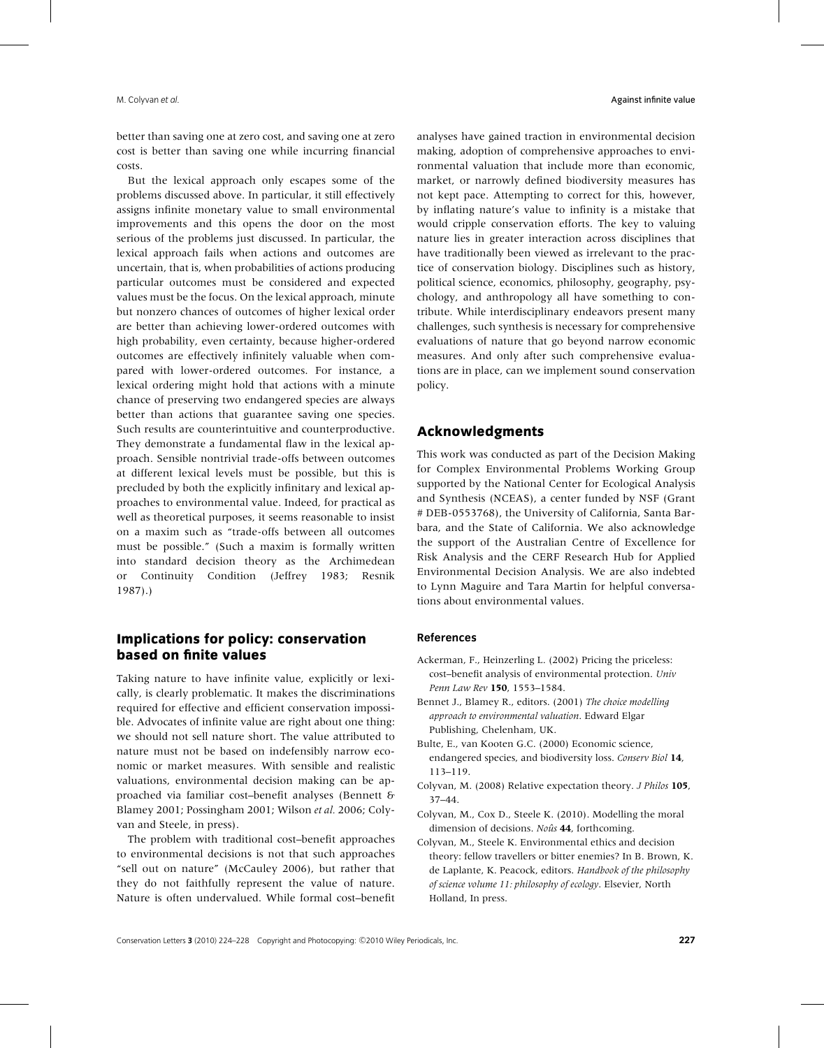better than saving one at zero cost, and saving one at zero cost is better than saving one while incurring financial costs.

But the lexical approach only escapes some of the problems discussed above. In particular, it still effectively assigns infinite monetary value to small environmental improvements and this opens the door on the most serious of the problems just discussed. In particular, the lexical approach fails when actions and outcomes are uncertain, that is, when probabilities of actions producing particular outcomes must be considered and expected values must be the focus. On the lexical approach, minute but nonzero chances of outcomes of higher lexical order are better than achieving lower-ordered outcomes with high probability, even certainty, because higher-ordered outcomes are effectively infinitely valuable when compared with lower-ordered outcomes. For instance, a lexical ordering might hold that actions with a minute chance of preserving two endangered species are always better than actions that guarantee saving one species. Such results are counterintuitive and counterproductive. They demonstrate a fundamental flaw in the lexical approach. Sensible nontrivial trade-offs between outcomes at different lexical levels must be possible, but this is precluded by both the explicitly infinitary and lexical approaches to environmental value. Indeed, for practical as well as theoretical purposes, it seems reasonable to insist on a maxim such as "trade-offs between all outcomes must be possible." (Such a maxim is formally written into standard decision theory as the Archimedean or Continuity Condition (Jeffrey 1983; Resnik 1987).)

## Implications for policy: conservation based on finite values

Taking nature to have infinite value, explicitly or lexically, is clearly problematic. It makes the discriminations required for effective and efficient conservation impossible. Advocates of infinite value are right about one thing: we should not sell nature short. The value attributed to nature must not be based on indefensibly narrow economic or market measures. With sensible and realistic valuations, environmental decision making can be approached via familiar cost–benefit analyses (Bennett & Blamey 2001; Possingham 2001; Wilson *et al.* 2006; Colyvan and Steele, in press).

The problem with traditional cost–benefit approaches to environmental decisions is not that such approaches "sell out on nature" (McCauley 2006), but rather that they do not faithfully represent the value of nature. Nature is often undervalued. While formal cost–benefit analyses have gained traction in environmental decision making, adoption of comprehensive approaches to environmental valuation that include more than economic, market, or narrowly defined biodiversity measures has not kept pace. Attempting to correct for this, however, by inflating nature's value to infinity is a mistake that would cripple conservation efforts. The key to valuing nature lies in greater interaction across disciplines that have traditionally been viewed as irrelevant to the practice of conservation biology. Disciplines such as history, political science, economics, philosophy, geography, psychology, and anthropology all have something to contribute. While interdisciplinary endeavors present many challenges, such synthesis is necessary for comprehensive evaluations of nature that go beyond narrow economic measures. And only after such comprehensive evaluations are in place, can we implement sound conservation policy.

## Acknowledgments

This work was conducted as part of the Decision Making for Complex Environmental Problems Working Group supported by the National Center for Ecological Analysis and Synthesis (NCEAS), a center funded by NSF (Grant # DEB-0553768), the University of California, Santa Barbara, and the State of California. We also acknowledge the support of the Australian Centre of Excellence for Risk Analysis and the CERF Research Hub for Applied Environmental Decision Analysis. We are also indebted to Lynn Maguire and Tara Martin for helpful conversations about environmental values.

### References

Ackerman, F., Heinzerling L. (2002) Pricing the priceless: cost–benefit analysis of environmental protection. *Univ Penn Law Rev* **150**, 1553–1584.

Bennet J., Blamey R., editors. (2001) *The choice modelling approach to environmental valuation*. Edward Elgar Publishing, Chelenham, UK.

Bulte, E., van Kooten G.C. (2000) Economic science, endangered species, and biodiversity loss. *Conserv Biol* **14**, 113–119.

Colyvan, M. (2008) Relative expectation theory. *J Philos* **105**, 37–44.

Colyvan, M., Cox D., Steele K. (2010). Modelling the moral dimension of decisions. *Noûs* **44**, forthcoming.

Colyvan, M., Steele K. Environmental ethics and decision theory: fellow travellers or bitter enemies? In B. Brown, K. de Laplante, K. Peacock, editors. *Handbook of the philosophy of science volume 11: philosophy of ecology*. Elsevier, North Holland, In press.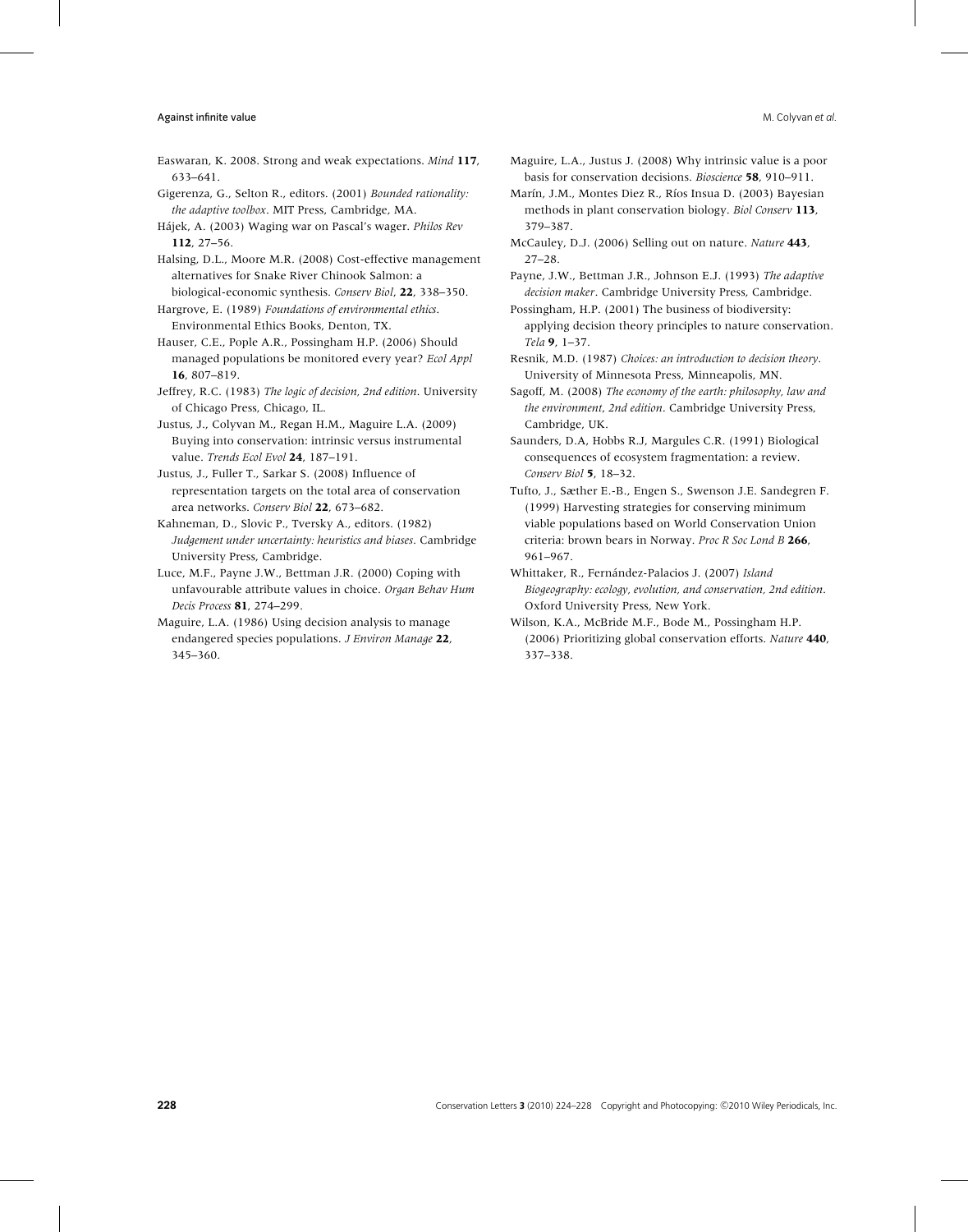Easwaran, K. 2008. Strong and weak expectations. *Mind* **117**, 633–641.

Gigerenza, G., Selton R., editors. (2001) *Bounded rationality: the adaptive toolbox*. MIT Press, Cambridge, MA.

Hájek, A. (2003) Waging war on Pascal's wager. *Philos Rev* **112**, 27–56.

Halsing, D.L., Moore M.R. (2008) Cost-effective management alternatives for Snake River Chinook Salmon: a biological-economic synthesis. *Conserv Biol*, **22**, 338–350.

Hargrove, E. (1989) *Foundations of environmental ethics*. Environmental Ethics Books, Denton, TX.

Hauser, C.E., Pople A.R., Possingham H.P. (2006) Should managed populations be monitored every year? *Ecol Appl* **16**, 807–819.

Jeffrey, R.C. (1983) *The logic of decision, 2nd edition*. University of Chicago Press, Chicago, IL.

Justus, J., Colyvan M., Regan H.M., Maguire L.A. (2009) Buying into conservation: intrinsic versus instrumental value. *Trends Ecol Evol* **24**, 187–191.

Justus, J., Fuller T., Sarkar S. (2008) Influence of representation targets on the total area of conservation area networks. *Conserv Biol* **22**, 673–682.

Kahneman, D., Slovic P., Tversky A., editors. (1982) *Judgement under uncertainty: heuristics and biases*. Cambridge University Press, Cambridge.

Luce, M.F., Payne J.W., Bettman J.R. (2000) Coping with unfavourable attribute values in choice. *Organ Behav Hum Decis Process* **81**, 274–299.

Maguire, L.A. (1986) Using decision analysis to manage endangered species populations. *J Environ Manage* **22**, 345–360.

Maguire, L.A., Justus J. (2008) Why intrinsic value is a poor basis for conservation decisions. *Bioscience* **58**, 910–911.

Marín, J.M., Montes Diez R., Ríos Insua D. (2003) Bayesian methods in plant conservation biology. *Biol Conserv* **113**, 379–387.

McCauley, D.J. (2006) Selling out on nature. *Nature* **443**, 27–28.

Payne, J.W., Bettman J.R., Johnson E.J. (1993) *The adaptive decision maker*. Cambridge University Press, Cambridge.

Possingham, H.P. (2001) The business of biodiversity: applying decision theory principles to nature conservation. *Tela* **9**, 1–37.

Resnik, M.D. (1987) *Choices: an introduction to decision theory*. University of Minnesota Press, Minneapolis, MN.

Sagoff, M. (2008) *The economy of the earth: philosophy, law and the environment, 2nd edition*. Cambridge University Press, Cambridge, UK.

Saunders, D.A, Hobbs R.J, Margules C.R. (1991) Biological consequences of ecosystem fragmentation: a review. *Conserv Biol* **5**, 18–32.

Tufto, J., Sæther E.-B., Engen S., Swenson J.E. Sandegren F. (1999) Harvesting strategies for conserving minimum viable populations based on World Conservation Union criteria: brown bears in Norway. *Proc R Soc Lond B* **266**, 961–967.

Whittaker, R., Fernández-Palacios J. (2007) *Island Biogeography: ecology, evolution, and conservation, 2nd edition*. Oxford University Press, New York.

Wilson, K.A., McBride M.F., Bode M., Possingham H.P. (2006) Prioritizing global conservation efforts. *Nature* **440**, 337–338.